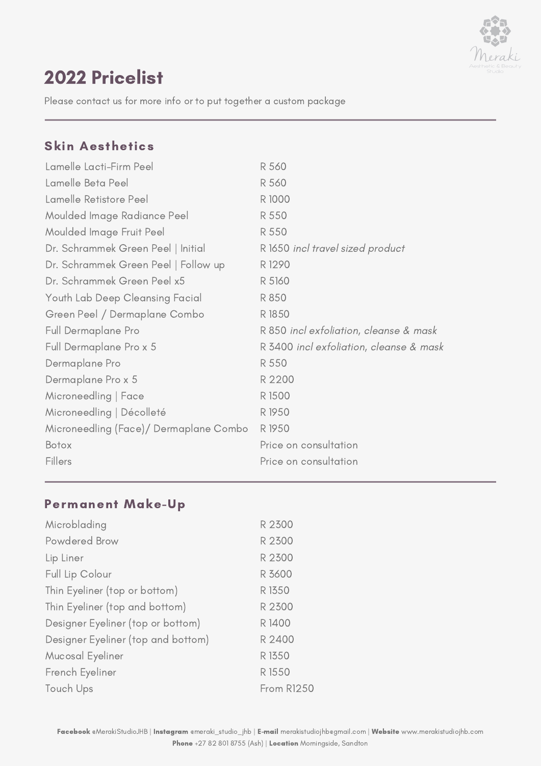# 2022 Pricelist

Please contact us for more info or to put together a custom package

## Skin Aesthetics

| | |
|---|---|
| Lamelle Lacti-Firm Peel | R 560 |
| Lamelle Beta Peel | R 560 |
| Lamelle Retistore Peel | R 1000 |
| Moulded Image Radiance Peel | R 550 |
| Moulded Image Fruit Peel | R 550 |
| Dr. Schrammek Green Peel \| Initial | R 1650 *incl travel sized product* |
| Dr. Schrammek Green Peel \| Follow up | R 1290 |
| Dr. Schrammek Green Peel x5 | R 5160 |
| Youth Lab Deep Cleansing Facial | R 850 |
| Green Peel / Dermaplane Combo | R 1850 |
| Full Dermaplane Pro | R 850 *incl exfoliation, cleanse & mask* |
| Full Dermaplane Pro x 5 | R 3400 *incl exfoliation, cleanse & mask* |
| Dermaplane Pro | R 550 |
| Dermaplane Pro x 5 | R 2200 |
| Microneedling \| Face | R 1500 |
| Microneedling \| Décolleté | R 1950 |
| Microneedling (Face)/ Dermaplane Combo | R 1950 |
| Botox | Price on consultation |
| Fillers | Price on consultation |

## Permanent Make-Up

| | |
|---|---|
| Microblading | R 2300 |
| Powdered Brow | R 2300 |
| Lip Liner | R 2300 |
| Full Lip Colour | R 3600 |
| Thin Eyeliner (top or bottom) | R 1350 |
| Thin Eyeliner (top and bottom) | R 2300 |
| Designer Eyeliner (top or bottom) | R 1400 |
| Designer Eyeliner (top and bottom) | R 2400 |
| Mucosal Eyeliner | R 1350 |
| French Eyeliner | R 1550 |
| Touch Ups | From R1250 |

**Facebook** @MerakiStudioJHB | **Instagram** @meraki_studio_jhb | **E-mail** merakistudiojhb@gmail.com | **Website** www.merakistudiojhb.com
**Phone** +27 82 801 8755 (Ash) | **Location** Morningside, Sandton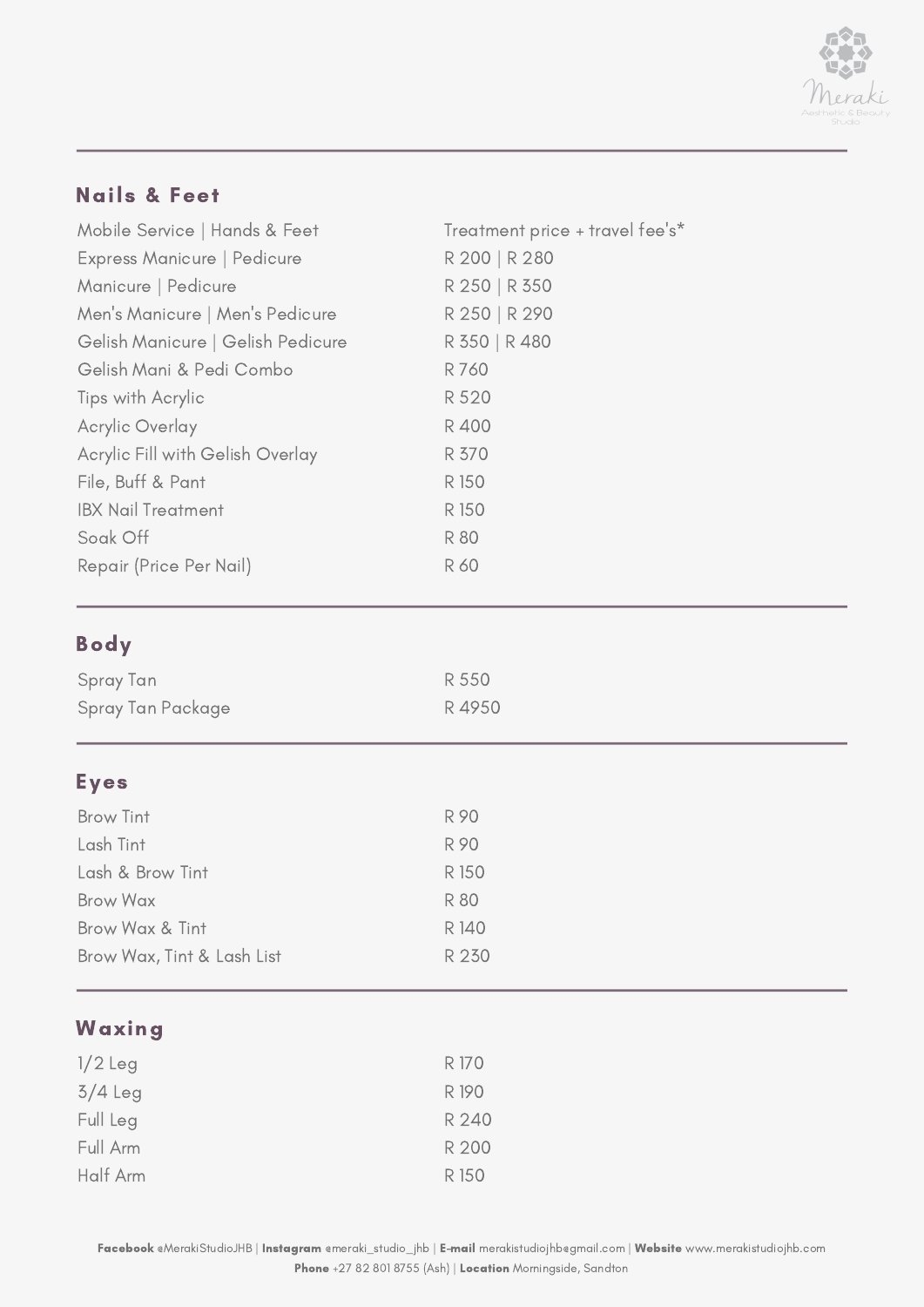## Nails & Feet

| | |
|---|---|
| Mobile Service \| Hands & Feet | Treatment price + travel fee's* |
| Express Manicure \| Pedicure | R 200 \| R 280 |
| Manicure \| Pedicure | R 250 \| R 350 |
| Men's Manicure \| Men's Pedicure | R 250 \| R 290 |
| Gelish Manicure \| Gelish Pedicure | R 350 \| R 480 |
| Gelish Mani & Pedi Combo | R 760 |
| Tips with Acrylic | R 520 |
| Acrylic Overlay | R 400 |
| Acrylic Fill with Gelish Overlay | R 370 |
| File, Buff & Pant | R 150 |
| IBX Nail Treatment | R 150 |
| Soak Off | R 80 |
| Repair (Price Per Nail) | R 60 |

## Body

| | |
|---|---|
| Spray Tan | R 550 |
| Spray Tan Package | R 4950 |

## Eyes

| | |
|---|---|
| Brow Tint | R 90 |
| Lash Tint | R 90 |
| Lash & Brow Tint | R 150 |
| Brow Wax | R 80 |
| Brow Wax & Tint | R 140 |
| Brow Wax, Tint & Lash List | R 230 |

## Waxing

| | |
|---|---|
| 1/2 Leg | R 170 |
| 3/4 Leg | R 190 |
| Full Leg | R 240 |
| Full Arm | R 200 |
| Half Arm | R 150 |

**Facebook** @MerakiStudioJHB | **Instagram** @meraki_studio_jhb | **E-mail** merakistudiojhb@gmail.com | **Website** www.merakistudiojhb.com
**Phone** +27 82 801 8755 (Ash) | **Location** Morningside, Sandton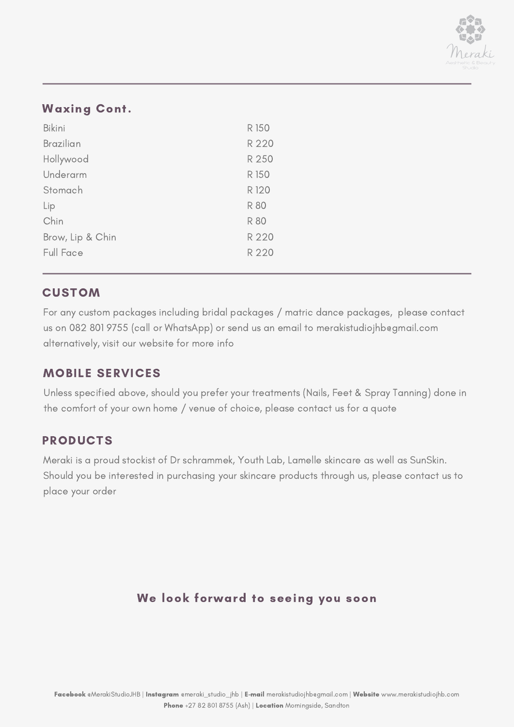## Waxing Cont.

| | |
|---|---|
| Bikini | R 150 |
| Brazilian | R 220 |
| Hollywood | R 250 |
| Underarm | R 150 |
| Stomach | R 120 |
| Lip | R 80 |
| Chin | R 80 |
| Brow, Lip & Chin | R 220 |
| Full Face | R 220 |

## CUSTOM

For any custom packages including bridal packages / matric dance packages, please contact us on 082 801 9755 (call or WhatsApp) or send us an email to merakistudiojhb@gmail.com alternatively, visit our website for more info

## MOBILE SERVICES

Unless specified above, should you prefer your treatments (Nails, Feet & Spray Tanning) done in the comfort of your own home / venue of choice, please contact us for a quote

## PRODUCTS

Meraki is a proud stockist of Dr schrammek, Youth Lab, Lamelle skincare as well as SunSkin. Should you be interested in purchasing your skincare products through us, please contact us to place your order

**We look forward to seeing you soon**

**Facebook** @MerakiStudioJHB | **Instagram** @meraki_studio_jhb | **E-mail** merakistudiojhb@gmail.com | **Website** www.merakistudiojhb.com
**Phone** +27 82 801 8755 (Ash) | **Location** Morningside, Sandton